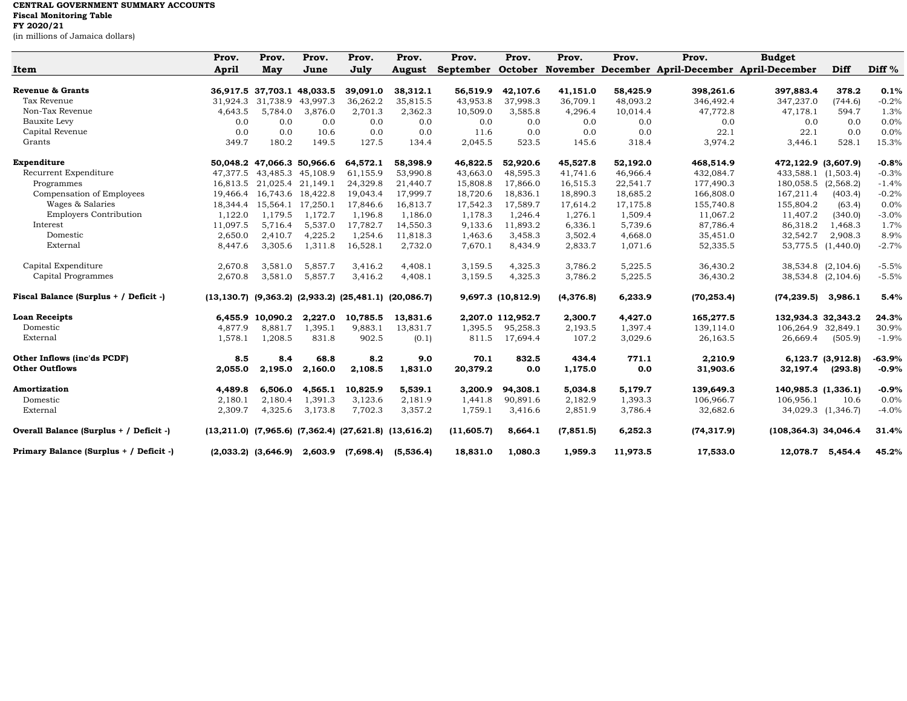**CENTRAL GOVERNMENT SUMMARY ACCOUNTS**
**Fiscal Monitoring Table**
**FY 2020/21**
(in millions of Jamaica dollars)

| Item | Prov. April | Prov. May | Prov. June | Prov. July | Prov. August | Prov. September | Prov. October | Prov. November | Prov. December | Prov. April-December | Budget April-December | Diff | Diff % |
|---|---|---|---|---|---|---|---|---|---|---|---|---|---|
| **Revenue & Grants** | **36,917.5** | **37,703.1** | **48,033.5** | **39,091.0** | **38,312.1** | **56,519.9** | **42,107.6** | **41,151.0** | **58,425.9** | **398,261.6** | **397,883.4** | **378.2** | **0.1%** |
| Tax Revenue | 31,924.3 | 31,738.9 | 43,997.3 | 36,262.2 | 35,815.5 | 43,953.8 | 37,998.3 | 36,709.1 | 48,093.2 | 346,492.4 | 347,237.0 | (744.6) | -0.2% |
| Non-Tax Revenue | 4,643.5 | 5,784.0 | 3,876.0 | 2,701.3 | 2,362.3 | 10,509.0 | 3,585.8 | 4,296.4 | 10,014.4 | 47,772.8 | 47,178.1 | 594.7 | 1.3% |
| Bauxite Levy | 0.0 | 0.0 | 0.0 | 0.0 | 0.0 | 0.0 | 0.0 | 0.0 | 0.0 | 0.0 | 0.0 | 0.0 | 0.0% |
| Capital Revenue | 0.0 | 0.0 | 10.6 | 0.0 | 0.0 | 11.6 | 0.0 | 0.0 | 0.0 | 22.1 | 22.1 | 0.0 | 0.0% |
| Grants | 349.7 | 180.2 | 149.5 | 127.5 | 134.4 | 2,045.5 | 523.5 | 145.6 | 318.4 | 3,974.2 | 3,446.1 | 528.1 | 15.3% |
| **Expenditure** | **50,048.2** | **47,066.3** | **50,966.6** | **64,572.1** | **58,398.9** | **46,822.5** | **52,920.6** | **45,527.8** | **52,192.0** | **468,514.9** | **472,122.9** | **(3,607.9)** | **-0.8%** |
| Recurrent Expenditure | 47,377.5 | 43,485.3 | 45,108.9 | 61,155.9 | 53,990.8 | 43,663.0 | 48,595.3 | 41,741.6 | 46,966.4 | 432,084.7 | 433,588.1 | (1,503.4) | -0.3% |
| Programmes | 16,813.5 | 21,025.4 | 21,149.1 | 24,329.8 | 21,440.7 | 15,808.8 | 17,866.0 | 16,515.3 | 22,541.7 | 177,490.3 | 180,058.5 | (2,568.2) | -1.4% |
| Compensation of Employees | 19,466.4 | 16,743.6 | 18,422.8 | 19,043.4 | 17,999.7 | 18,720.6 | 18,836.1 | 18,890.3 | 18,685.2 | 166,808.0 | 167,211.4 | (403.4) | -0.2% |
| Wages & Salaries | 18,344.4 | 15,564.1 | 17,250.1 | 17,846.6 | 16,813.7 | 17,542.3 | 17,589.7 | 17,614.2 | 17,175.8 | 155,740.8 | 155,804.2 | (63.4) | 0.0% |
| Employers Contribution | 1,122.0 | 1,179.5 | 1,172.7 | 1,196.8 | 1,186.0 | 1,178.3 | 1,246.4 | 1,276.1 | 1,509.4 | 11,067.2 | 11,407.2 | (340.0) | -3.0% |
| Interest | 11,097.5 | 5,716.4 | 5,537.0 | 17,782.7 | 14,550.3 | 9,133.6 | 11,893.2 | 6,336.1 | 5,739.6 | 87,786.4 | 86,318.2 | 1,468.3 | 1.7% |
| Domestic | 2,650.0 | 2,410.7 | 4,225.2 | 1,254.6 | 11,818.3 | 1,463.6 | 3,458.3 | 3,502.4 | 4,668.0 | 35,451.0 | 32,542.7 | 2,908.3 | 8.9% |
| External | 8,447.6 | 3,305.6 | 1,311.8 | 16,528.1 | 2,732.0 | 7,670.1 | 8,434.9 | 2,833.7 | 1,071.6 | 52,335.5 | 53,775.5 | (1,440.0) | -2.7% |
| Capital Expenditure | 2,670.8 | 3,581.0 | 5,857.7 | 3,416.2 | 4,408.1 | 3,159.5 | 4,325.3 | 3,786.2 | 5,225.5 | 36,430.2 | 38,534.8 | (2,104.6) | -5.5% |
| Capital Programmes | 2,670.8 | 3,581.0 | 5,857.7 | 3,416.2 | 4,408.1 | 3,159.5 | 4,325.3 | 3,786.2 | 5,225.5 | 36,430.2 | 38,534.8 | (2,104.6) | -5.5% |
| **Fiscal Balance (Surplus + / Deficit -)** | **(13,130.7)** | **(9,363.2)** | **(2,933.2)** | **(25,481.1)** | **(20,086.7)** | **9,697.3** | **(10,812.9)** | **(4,376.8)** | **6,233.9** | **(70,253.4)** | **(74,239.5)** | **3,986.1** | **5.4%** |
| **Loan Receipts** | **6,455.9** | **10,090.2** | **2,227.0** | **10,785.5** | **13,831.6** | **2,207.0** | **112,952.7** | **2,300.7** | **4,427.0** | **165,277.5** | **132,934.3** | **32,343.2** | **24.3%** |
| Domestic | 4,877.9 | 8,881.7 | 1,395.1 | 9,883.1 | 13,831.7 | 1,395.5 | 95,258.3 | 2,193.5 | 1,397.4 | 139,114.0 | 106,264.9 | 32,849.1 | 30.9% |
| External | 1,578.1 | 1,208.5 | 831.8 | 902.5 | (0.1) | 811.5 | 17,694.4 | 107.2 | 3,029.6 | 26,163.5 | 26,669.4 | (505.9) | -1.9% |
| **Other Inflows (inc'ds PCDF)** | **8.5** | **8.4** | **68.8** | **8.2** | **9.0** | **70.1** | **832.5** | **434.4** | **771.1** | **2,210.9** | **6,123.7** | **(3,912.8)** | **-63.9%** |
| **Other Outflows** | **2,055.0** | **2,195.0** | **2,160.0** | **2,108.5** | **1,831.0** | **20,379.2** | **0.0** | **1,175.0** | **0.0** | **31,903.6** | **32,197.4** | **(293.8)** | **-0.9%** |
| **Amortization** | **4,489.8** | **6,506.0** | **4,565.1** | **10,825.9** | **5,539.1** | **3,200.9** | **94,308.1** | **5,034.8** | **5,179.7** | **139,649.3** | **140,985.3** | **(1,336.1)** | **-0.9%** |
| Domestic | 2,180.1 | 2,180.4 | 1,391.3 | 3,123.6 | 2,181.9 | 1,441.8 | 90,891.6 | 2,182.9 | 1,393.3 | 106,966.7 | 106,956.1 | 10.6 | 0.0% |
| External | 2,309.7 | 4,325.6 | 3,173.8 | 7,702.3 | 3,357.2 | 1,759.1 | 3,416.6 | 2,851.9 | 3,786.4 | 32,682.6 | 34,029.3 | (1,346.7) | -4.0% |
| **Overall Balance (Surplus + / Deficit -)** | **(13,211.0)** | **(7,965.6)** | **(7,362.4)** | **(27,621.8)** | **(13,616.2)** | **(11,605.7)** | **8,664.1** | **(7,851.5)** | **6,252.3** | **(74,317.9)** | **(108,364.3)** | **34,046.4** | **31.4%** |
| **Primary Balance (Surplus + / Deficit -)** | **(2,033.2)** | **(3,646.9)** | **2,603.9** | **(7,698.4)** | **(5,536.4)** | **18,831.0** | **1,080.3** | **1,959.3** | **11,973.5** | **17,533.0** | **12,078.7** | **5,454.4** | **45.2%** |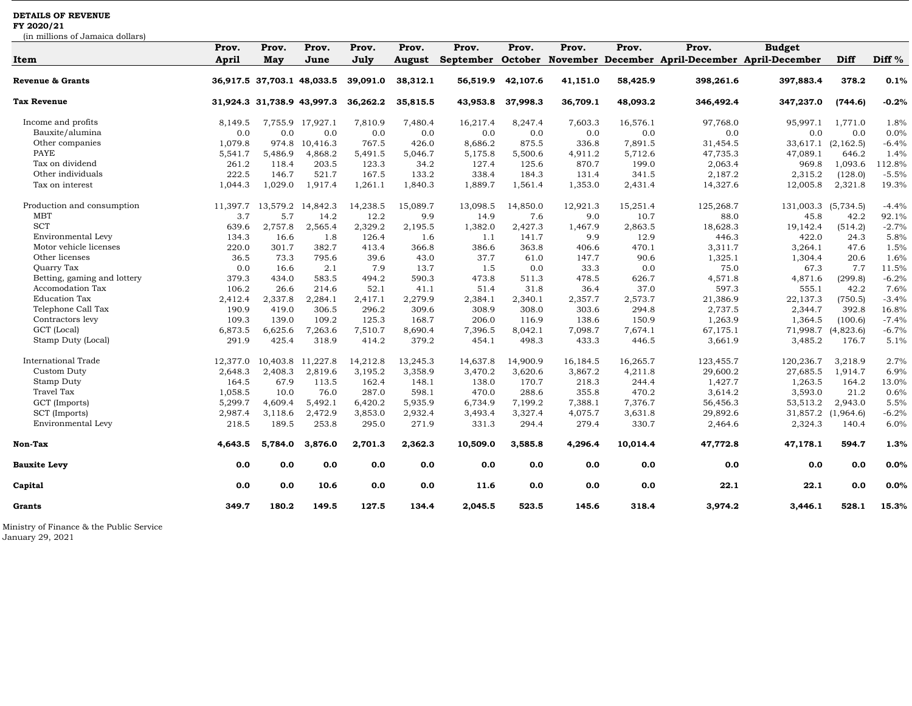**DETAILS OF REVENUE**
**FY 2020/21**
(in millions of Jamaica dollars)

| Item | Prov. April | Prov. May | Prov. June | Prov. July | Prov. August | Prov. September | Prov. October | Prov. November | Prov. December | Prov. April-December | Budget April-December | Diff | Diff % |
|---|---|---|---|---|---|---|---|---|---|---|---|---|---|
| **Revenue & Grants** | **36,917.5** | **37,703.1** | **48,033.5** | **39,091.0** | **38,312.1** | **56,519.9** | **42,107.6** | **41,151.0** | **58,425.9** | **398,261.6** | **397,883.4** | **378.2** | **0.1%** |
| **Tax Revenue** | **31,924.3** | **31,738.9** | **43,997.3** | **36,262.2** | **35,815.5** | **43,953.8** | **37,998.3** | **36,709.1** | **48,093.2** | **346,492.4** | **347,237.0** | **(744.6)** | **-0.2%** |
| Income and profits | 8,149.5 | 7,755.9 | 17,927.1 | 7,810.9 | 7,480.4 | 16,217.4 | 8,247.4 | 7,603.3 | 16,576.1 | 97,768.0 | 95,997.1 | 1,771.0 | 1.8% |
| Bauxite/alumina | 0.0 | 0.0 | 0.0 | 0.0 | 0.0 | 0.0 | 0.0 | 0.0 | 0.0 | 0.0 | 0.0 | 0.0 | 0.0% |
| Other companies | 1,079.8 | 974.8 | 10,416.3 | 767.5 | 426.0 | 8,686.2 | 875.5 | 336.8 | 7,891.5 | 31,454.5 | 33,617.1 | (2,162.5) | -6.4% |
| PAYE | 5,541.7 | 5,486.9 | 4,868.2 | 5,491.5 | 5,046.7 | 5,175.8 | 5,500.6 | 4,911.2 | 5,712.6 | 47,735.3 | 47,089.1 | 646.2 | 1.4% |
| Tax on dividend | 261.2 | 118.4 | 203.5 | 123.3 | 34.2 | 127.4 | 125.6 | 870.7 | 199.0 | 2,063.4 | 969.8 | 1,093.6 | 112.8% |
| Other individuals | 222.5 | 146.7 | 521.7 | 167.5 | 133.2 | 338.4 | 184.3 | 131.4 | 341.5 | 2,187.2 | 2,315.2 | (128.0) | -5.5% |
| Tax on interest | 1,044.3 | 1,029.0 | 1,917.4 | 1,261.1 | 1,840.3 | 1,889.7 | 1,561.4 | 1,353.0 | 2,431.4 | 14,327.6 | 12,005.8 | 2,321.8 | 19.3% |
| Production and consumption | 11,397.7 | 13,579.2 | 14,842.3 | 14,238.5 | 15,089.7 | 13,098.5 | 14,850.0 | 12,921.3 | 15,251.4 | 125,268.7 | 131,003.3 | (5,734.5) | -4.4% |
| MBT | 3.7 | 5.7 | 14.2 | 12.2 | 9.9 | 14.9 | 7.6 | 9.0 | 10.7 | 88.0 | 45.8 | 42.2 | 92.1% |
| SCT | 639.6 | 2,757.8 | 2,565.4 | 2,329.2 | 2,195.5 | 1,382.0 | 2,427.3 | 1,467.9 | 2,863.5 | 18,628.3 | 19,142.4 | (514.2) | -2.7% |
| Environmental Levy | 134.3 | 16.6 | 1.8 | 126.4 | 1.6 | 1.1 | 141.7 | 9.9 | 12.9 | 446.3 | 422.0 | 24.3 | 5.8% |
| Motor vehicle licenses | 220.0 | 301.7 | 382.7 | 413.4 | 366.8 | 386.6 | 363.8 | 406.6 | 470.1 | 3,311.7 | 3,264.1 | 47.6 | 1.5% |
| Other licenses | 36.5 | 73.3 | 795.6 | 39.6 | 43.0 | 37.7 | 61.0 | 147.7 | 90.6 | 1,325.1 | 1,304.4 | 20.6 | 1.6% |
| Quarry Tax | 0.0 | 16.6 | 2.1 | 7.9 | 13.7 | 1.5 | 0.0 | 33.3 | 0.0 | 75.0 | 67.3 | 7.7 | 11.5% |
| Betting, gaming and lottery | 379.3 | 434.0 | 583.5 | 494.2 | 590.3 | 473.8 | 511.3 | 478.5 | 626.7 | 4,571.8 | 4,871.6 | (299.8) | -6.2% |
| Accomodation Tax | 106.2 | 26.6 | 214.6 | 52.1 | 41.1 | 51.4 | 31.8 | 36.4 | 37.0 | 597.3 | 555.1 | 42.2 | 7.6% |
| Education Tax | 2,412.4 | 2,337.8 | 2,284.1 | 2,417.1 | 2,279.9 | 2,384.1 | 2,340.1 | 2,357.7 | 2,573.7 | 21,386.9 | 22,137.3 | (750.5) | -3.4% |
| Telephone Call Tax | 190.9 | 419.0 | 306.5 | 296.2 | 309.6 | 308.9 | 308.0 | 303.6 | 294.8 | 2,737.5 | 2,344.7 | 392.8 | 16.8% |
| Contractors levy | 109.3 | 139.0 | 109.2 | 125.3 | 168.7 | 206.0 | 116.9 | 138.6 | 150.9 | 1,263.9 | 1,364.5 | (100.6) | -7.4% |
| GCT (Local) | 6,873.5 | 6,625.6 | 7,263.6 | 7,510.7 | 8,690.4 | 7,396.5 | 8,042.1 | 7,098.7 | 7,674.1 | 67,175.1 | 71,998.7 | (4,823.6) | -6.7% |
| Stamp Duty (Local) | 291.9 | 425.4 | 318.9 | 414.2 | 379.2 | 454.1 | 498.3 | 433.3 | 446.5 | 3,661.9 | 3,485.2 | 176.7 | 5.1% |
| International Trade | 12,377.0 | 10,403.8 | 11,227.8 | 14,212.8 | 13,245.3 | 14,637.8 | 14,900.9 | 16,184.5 | 16,265.7 | 123,455.7 | 120,236.7 | 3,218.9 | 2.7% |
| Custom Duty | 2,648.3 | 2,408.3 | 2,819.6 | 3,195.2 | 3,358.9 | 3,470.2 | 3,620.6 | 3,867.2 | 4,211.8 | 29,600.2 | 27,685.5 | 1,914.7 | 6.9% |
| Stamp Duty | 164.5 | 67.9 | 113.5 | 162.4 | 148.1 | 138.0 | 170.7 | 218.3 | 244.4 | 1,427.7 | 1,263.5 | 164.2 | 13.0% |
| Travel Tax | 1,058.5 | 10.0 | 76.0 | 287.0 | 598.1 | 470.0 | 288.6 | 355.8 | 470.2 | 3,614.2 | 3,593.0 | 21.2 | 0.6% |
| GCT (Imports) | 5,299.7 | 4,609.4 | 5,492.1 | 6,420.2 | 5,935.9 | 6,734.9 | 7,199.2 | 7,388.1 | 7,376.7 | 56,456.3 | 53,513.2 | 2,943.0 | 5.5% |
| SCT (Imports) | 2,987.4 | 3,118.6 | 2,472.9 | 3,853.0 | 2,932.4 | 3,493.4 | 3,327.4 | 4,075.7 | 3,631.8 | 29,892.6 | 31,857.2 | (1,964.6) | -6.2% |
| Environmental Levy | 218.5 | 189.5 | 253.8 | 295.0 | 271.9 | 331.3 | 294.4 | 279.4 | 330.7 | 2,464.6 | 2,324.3 | 140.4 | 6.0% |
| **Non-Tax** | **4,643.5** | **5,784.0** | **3,876.0** | **2,701.3** | **2,362.3** | **10,509.0** | **3,585.8** | **4,296.4** | **10,014.4** | **47,772.8** | **47,178.1** | **594.7** | **1.3%** |
| **Bauxite Levy** | **0.0** | **0.0** | **0.0** | **0.0** | **0.0** | **0.0** | **0.0** | **0.0** | **0.0** | **0.0** | **0.0** | **0.0** | **0.0%** |
| **Capital** | **0.0** | **0.0** | **10.6** | **0.0** | **0.0** | **11.6** | **0.0** | **0.0** | **0.0** | **22.1** | **22.1** | **0.0** | **0.0%** |
| **Grants** | **349.7** | **180.2** | **149.5** | **127.5** | **134.4** | **2,045.5** | **523.5** | **145.6** | **318.4** | **3,974.2** | **3,446.1** | **528.1** | **15.3%** |

Ministry of Finance & the Public Service
January 29, 2021